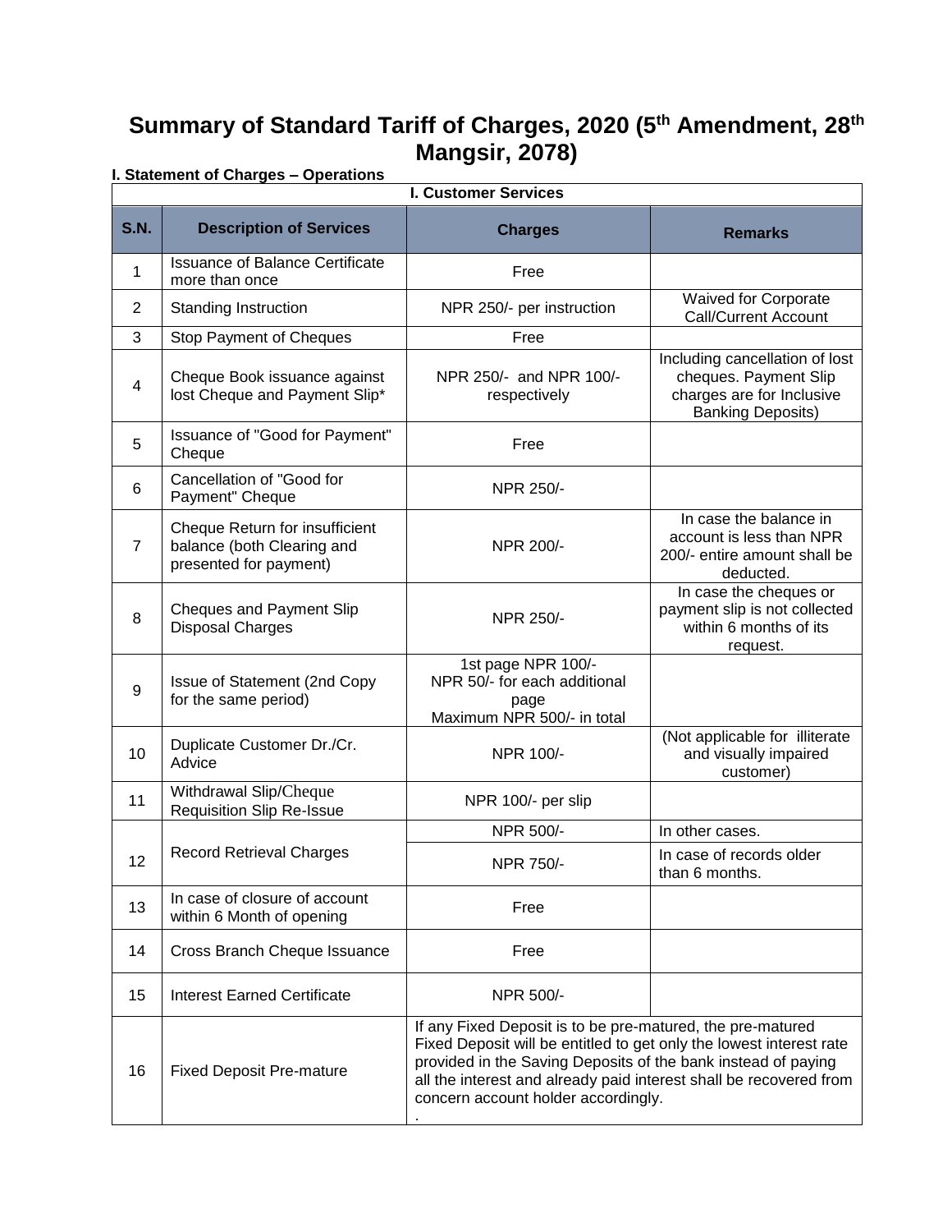# Summary of Standard Tariff of Charges, 2020 (5th Amendment, 28th Mangsir, 2078)

**I. Statement of Charges – Operations**

| I. Customer Services | | | |
|---|---|---|---|
| **S.N.** | **Description of Services** | **Charges** | **Remarks** |
| 1 | Issuance of Balance Certificate more than once | Free | |
| 2 | Standing Instruction | NPR 250/- per instruction | Waived for Corporate Call/Current Account |
| 3 | Stop Payment of Cheques | Free | |
| 4 | Cheque Book issuance against lost Cheque and Payment Slip* | NPR 250/- and NPR 100/- respectively | Including cancellation of lost cheques. Payment Slip charges are for Inclusive Banking Deposits) |
| 5 | Issuance of "Good for Payment" Cheque | Free | |
| 6 | Cancellation of "Good for Payment" Cheque | NPR 250/- | |
| 7 | Cheque Return for insufficient balance (both Clearing and presented for payment) | NPR 200/- | In case the balance in account is less than NPR 200/- entire amount shall be deducted. |
| 8 | Cheques and Payment Slip Disposal Charges | NPR 250/- | In case the cheques or payment slip is not collected within 6 months of its request. |
| 9 | Issue of Statement (2nd Copy for the same period) | 1st page NPR 100/-<br>NPR 50/- for each additional page<br>Maximum NPR 500/- in total | |
| 10 | Duplicate Customer Dr./Cr. Advice | NPR 100/- | (Not applicable for illiterate and visually impaired customer) |
| 11 | Withdrawal Slip/Cheque Requisition Slip Re-Issue | NPR 100/- per slip | |
| 12 | Record Retrieval Charges | NPR 500/- | In other cases. |
| | | NPR 750/- | In case of records older than 6 months. |
| 13 | In case of closure of account within 6 Month of opening | Free | |
| 14 | Cross Branch Cheque Issuance | Free | |
| 15 | Interest Earned Certificate | NPR 500/- | |
| 16 | Fixed Deposit Pre-mature | If any Fixed Deposit is to be pre-matured, the pre-matured Fixed Deposit will be entitled to get only the lowest interest rate provided in the Saving Deposits of the bank instead of paying all the interest and already paid interest shall be recovered from concern account holder accordingly.<br>. | |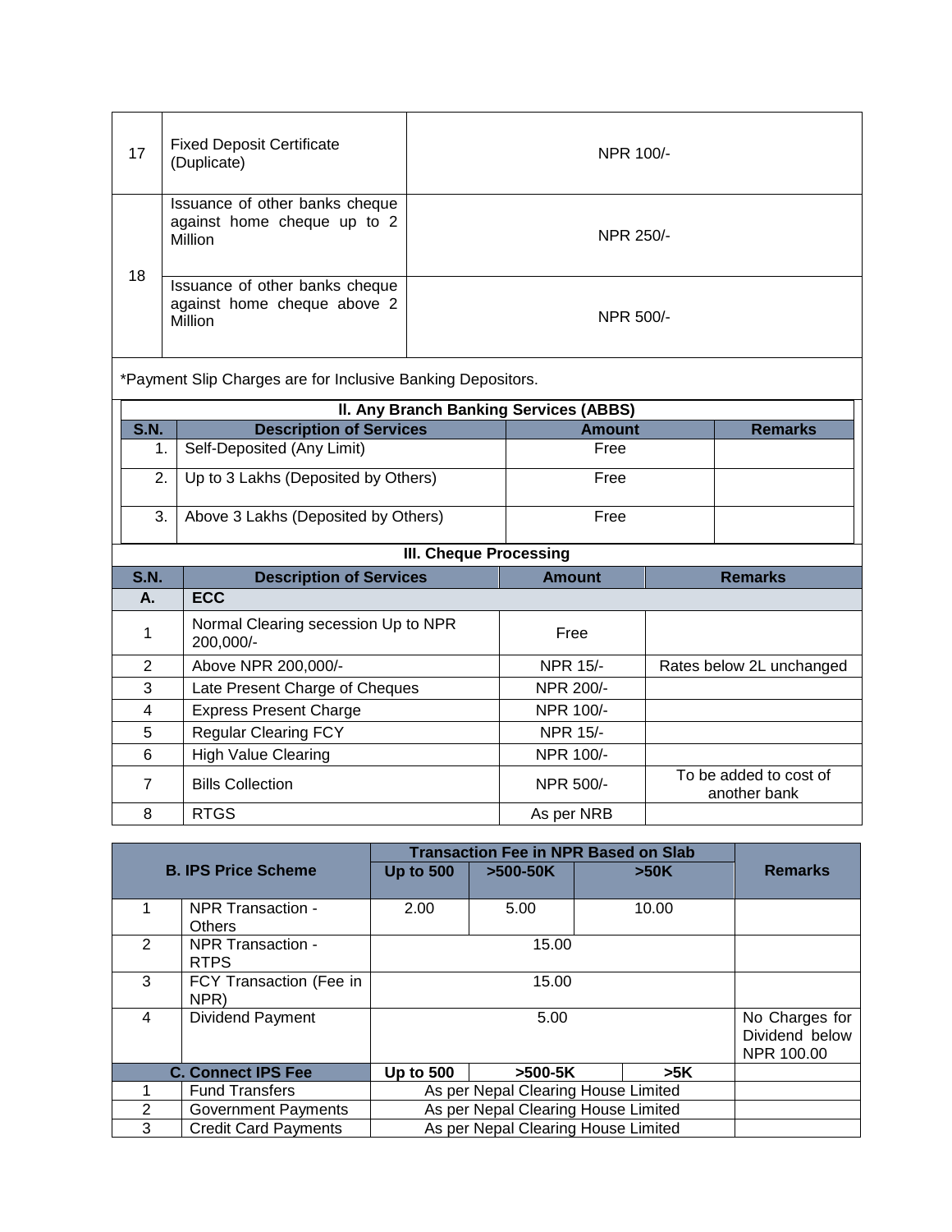| | | |
|---|---|---|
| 17 | Fixed Deposit Certificate (Duplicate) | NPR 100/- |
| 18 | Issuance of other banks cheque against home cheque up to 2 Million | NPR 250/- |
| | Issuance of other banks cheque against home cheque above 2 Million | NPR 500/- |

*Payment Slip Charges are for Inclusive Banking Depositors.

**II. Any Branch Banking Services (ABBS)**

| S.N. | Description of Services | Amount | Remarks |
|---|---|---|---|
| 1. | Self-Deposited (Any Limit) | Free | |
| 2. | Up to 3 Lakhs (Deposited by Others) | Free | |
| 3. | Above 3 Lakhs (Deposited by Others) | Free | |

**III. Cheque Processing**

| S.N. | Description of Services | Amount | Remarks |
|---|---|---|---|
| **A.** | **ECC** | | |
| 1 | Normal Clearing secession Up to NPR 200,000/- | Free | |
| 2 | Above NPR 200,000/- | NPR 15/- | Rates below 2L unchanged |
| 3 | Late Present Charge of Cheques | NPR 200/- | |
| 4 | Express Present Charge | NPR 100/- | |
| 5 | Regular Clearing FCY | NPR 15/- | |
| 6 | High Value Clearing | NPR 100/- | |
| 7 | Bills Collection | NPR 500/- | To be added to cost of another bank |
| 8 | RTGS | As per NRB | |

| B. IPS Price Scheme | | Transaction Fee in NPR Based on Slab | | | Remarks |
|---|---|---|---|---|---|
| | | Up to 500 | >500-50K | >50K | |
| 1 | NPR Transaction - Others | 2.00 | 5.00 | 10.00 | |
| 2 | NPR Transaction - RTPS | 15.00 | | | |
| 3 | FCY Transaction (Fee in NPR) | 15.00 | | | |
| 4 | Dividend Payment | 5.00 | | | No Charges for Dividend below NPR 100.00 |
| **C. Connect IPS Fee** | | **Up to 500** | **>500-5K** | **>5K** | |
| 1 | Fund Transfers | As per Nepal Clearing House Limited | | | |
| 2 | Government Payments | As per Nepal Clearing House Limited | | | |
| 3 | Credit Card Payments | As per Nepal Clearing House Limited | | | |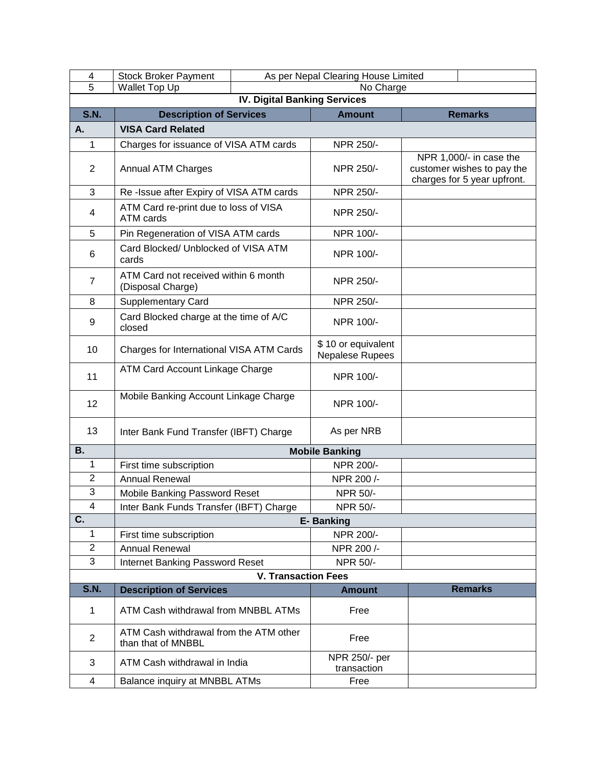| 4 | Stock Broker Payment | As per Nepal Clearing House Limited | |
|---|---|---|---|
| 5 | Wallet Top Up | No Charge | |

## IV. Digital Banking Services

| S.N. | Description of Services | Amount | Remarks |
|---|---|---|---|
| **A.** | **VISA Card Related** | | |
| 1 | Charges for issuance of VISA ATM cards | NPR 250/- | |
| 2 | Annual ATM Charges | NPR 250/- | NPR 1,000/- in case the customer wishes to pay the charges for 5 year upfront. |
| 3 | Re -Issue after Expiry of VISA ATM cards | NPR 250/- | |
| 4 | ATM Card re-print due to loss of VISA ATM cards | NPR 250/- | |
| 5 | Pin Regeneration of VISA ATM cards | NPR 100/- | |
| 6 | Card Blocked/ Unblocked of VISA ATM cards | NPR 100/- | |
| 7 | ATM Card not received within 6 month (Disposal Charge) | NPR 250/- | |
| 8 | Supplementary Card | NPR 250/- | |
| 9 | Card Blocked charge at the time of A/C closed | NPR 100/- | |
| 10 | Charges for International VISA ATM Cards | $ 10 or equivalent Nepalese Rupees | |
| 11 | ATM Card Account Linkage Charge | NPR 100/- | |
| 12 | Mobile Banking Account Linkage Charge | NPR 100/- | |
| 13 | Inter Bank Fund Transfer (IBFT) Charge | As per NRB | |
| **B.** | **Mobile Banking** | | |
| 1 | First time subscription | NPR 200/- | |
| 2 | Annual Renewal | NPR 200 /- | |
| 3 | Mobile Banking Password Reset | NPR 50/- | |
| 4 | Inter Bank Funds Transfer (IBFT) Charge | NPR 50/- | |
| **C.** | **E- Banking** | | |
| 1 | First time subscription | NPR 200/- | |
| 2 | Annual Renewal | NPR 200 /- | |
| 3 | Internet Banking Password Reset | NPR 50/- | |

## V. Transaction Fees

| S.N. | Description of Services | Amount | Remarks |
|---|---|---|---|
| 1 | ATM Cash withdrawal from MNBBL ATMs | Free | |
| 2 | ATM Cash withdrawal from the ATM other than that of MNBBL | Free | |
| 3 | ATM Cash withdrawal in India | NPR 250/- per transaction | |
| 4 | Balance inquiry at MNBBL ATMs | Free | |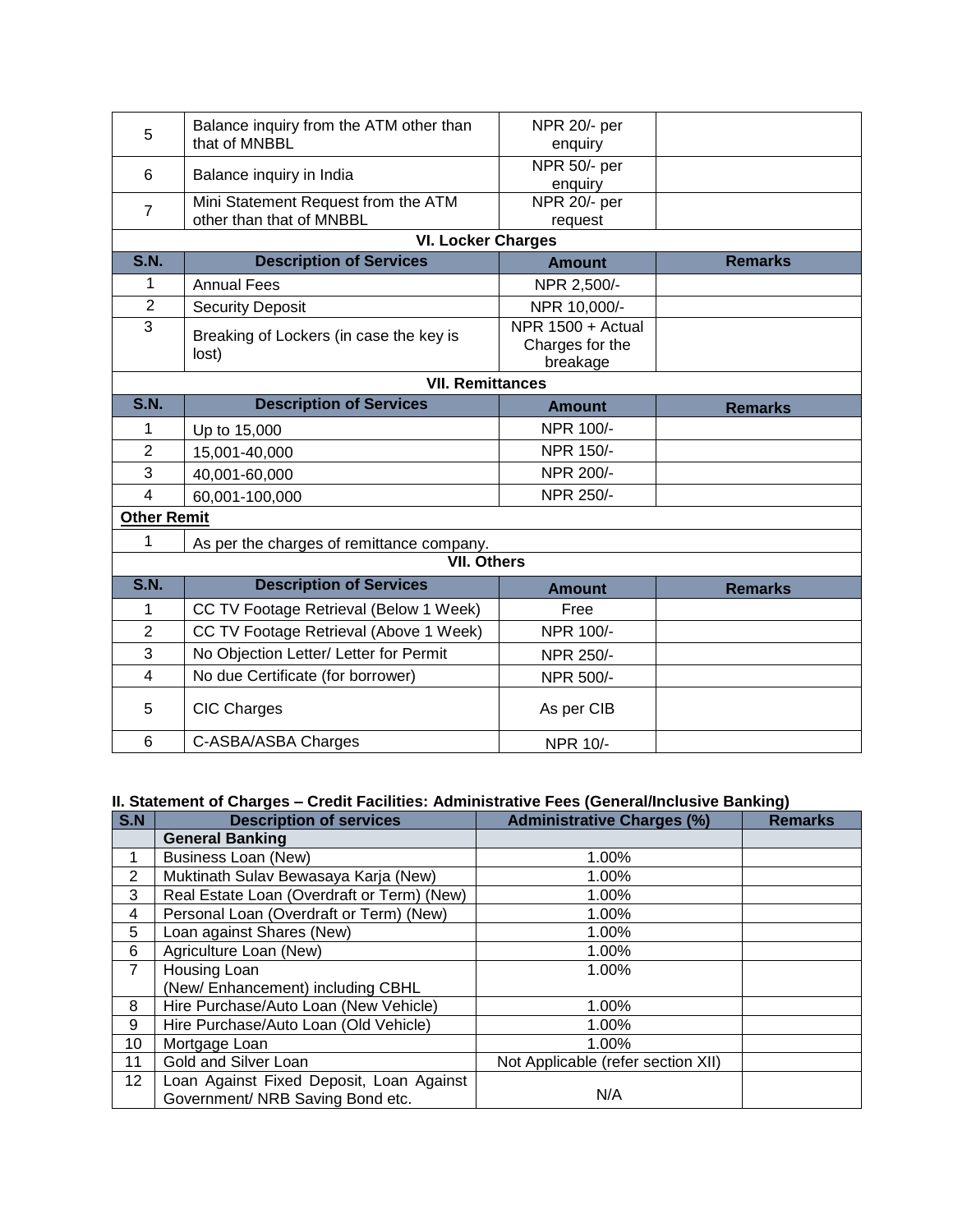| | | | |
|---|---|---|---|
| 5 | Balance inquiry from the ATM other than that of MNBBL | NPR 20/- per enquiry | |
| 6 | Balance inquiry in India | NPR 50/- per enquiry | |
| 7 | Mini Statement Request from the ATM other than that of MNBBL | NPR 20/- per request | |

**VI. Locker Charges**

| S.N. | Description of Services | Amount | Remarks |
|---|---|---|---|
| 1 | Annual Fees | NPR 2,500/- | |
| 2 | Security Deposit | NPR 10,000/- | |
| 3 | Breaking of Lockers (in case the key is lost) | NPR 1500 + Actual Charges for the breakage | |

**VII. Remittances**

| S.N. | Description of Services | Amount | Remarks |
|---|---|---|---|
| 1 | Up to 15,000 | NPR 100/- | |
| 2 | 15,001-40,000 | NPR 150/- | |
| 3 | 40,001-60,000 | NPR 200/- | |
| 4 | 60,001-100,000 | NPR 250/- | |
| **Other Remit** | | | |
| 1 | As per the charges of remittance company. | | |

**VII. Others**

| S.N. | Description of Services | Amount | Remarks |
|---|---|---|---|
| 1 | CC TV Footage Retrieval (Below 1 Week) | Free | |
| 2 | CC TV Footage Retrieval (Above 1 Week) | NPR 100/- | |
| 3 | No Objection Letter/ Letter for Permit | NPR 250/- | |
| 4 | No due Certificate (for borrower) | NPR 500/- | |
| 5 | CIC Charges | As per CIB | |
| 6 | C-ASBA/ASBA Charges | NPR 10/- | |

## II. Statement of Charges – Credit Facilities: Administrative Fees (General/Inclusive Banking)

| S.N | Description of services | Administrative Charges (%) | Remarks |
|---|---|---|---|
| | **General Banking** | | |
| 1 | Business Loan (New) | 1.00% | |
| 2 | Muktinath Sulav Bewasaya Karja (New) | 1.00% | |
| 3 | Real Estate Loan (Overdraft or Term) (New) | 1.00% | |
| 4 | Personal Loan (Overdraft or Term) (New) | 1.00% | |
| 5 | Loan against Shares (New) | 1.00% | |
| 6 | Agriculture Loan (New) | 1.00% | |
| 7 | Housing Loan (New/ Enhancement) including CBHL | 1.00% | |
| 8 | Hire Purchase/Auto Loan (New Vehicle) | 1.00% | |
| 9 | Hire Purchase/Auto Loan (Old Vehicle) | 1.00% | |
| 10 | Mortgage Loan | 1.00% | |
| 11 | Gold and Silver Loan | Not Applicable (refer section XII) | |
| 12 | Loan Against Fixed Deposit, Loan Against Government/ NRB Saving Bond etc. | N/A | |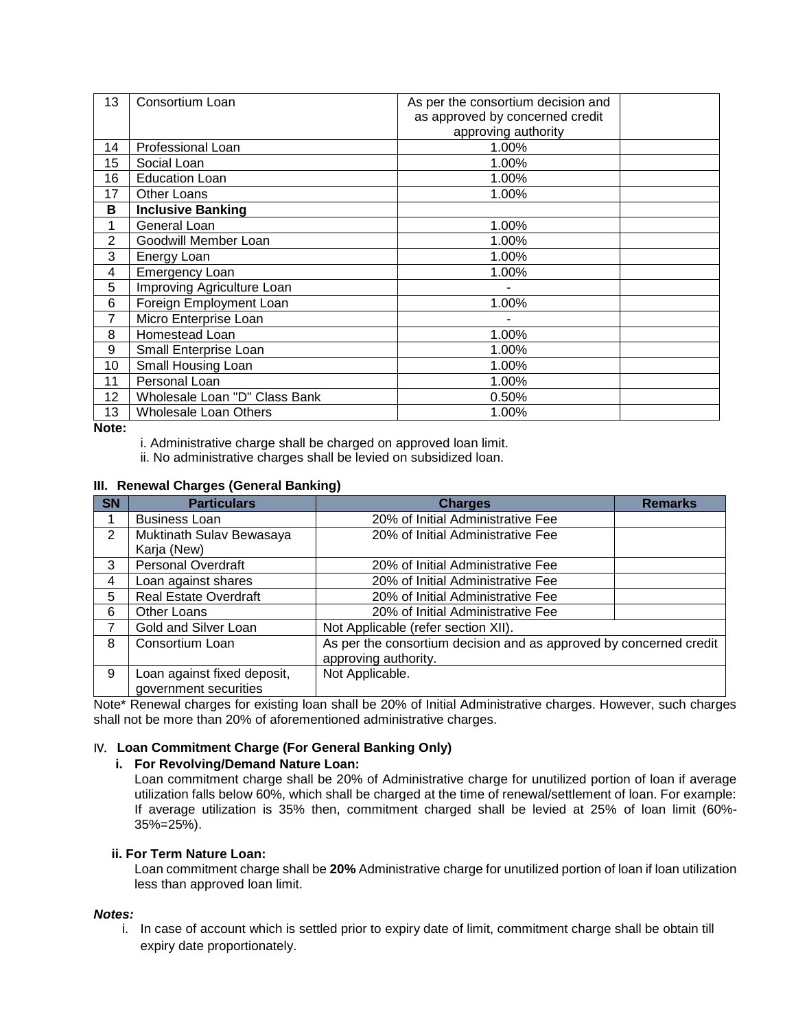| 13 | Consortium Loan | As per the consortium decision and as approved by concerned credit approving authority | |
|---|---|---|---|
| 14 | Professional Loan | 1.00% | |
| 15 | Social Loan | 1.00% | |
| 16 | Education Loan | 1.00% | |
| 17 | Other Loans | 1.00% | |
| **B** | **Inclusive Banking** | | |
| 1 | General Loan | 1.00% | |
| 2 | Goodwill Member Loan | 1.00% | |
| 3 | Energy Loan | 1.00% | |
| 4 | Emergency Loan | 1.00% | |
| 5 | Improving Agriculture Loan | - | |
| 6 | Foreign Employment Loan | 1.00% | |
| 7 | Micro Enterprise Loan | - | |
| 8 | Homestead Loan | 1.00% | |
| 9 | Small Enterprise Loan | 1.00% | |
| 10 | Small Housing Loan | 1.00% | |
| 11 | Personal Loan | 1.00% | |
| 12 | Wholesale Loan "D" Class Bank | 0.50% | |
| 13 | Wholesale Loan Others | 1.00% | |

**Note:**

i. Administrative charge shall be charged on approved loan limit.
ii. No administrative charges shall be levied on subsidized loan.

### III. Renewal Charges (General Banking)

| SN | Particulars | Charges | Remarks |
|---|---|---|---|
| 1 | Business Loan | 20% of Initial Administrative Fee | |
| 2 | Muktinath Sulav Bewasaya Karja (New) | 20% of Initial Administrative Fee | |
| 3 | Personal Overdraft | 20% of Initial Administrative Fee | |
| 4 | Loan against shares | 20% of Initial Administrative Fee | |
| 5 | Real Estate Overdraft | 20% of Initial Administrative Fee | |
| 6 | Other Loans | 20% of Initial Administrative Fee | |
| 7 | Gold and Silver Loan | Not Applicable (refer section XII). | |
| 8 | Consortium Loan | As per the consortium decision and as approved by concerned credit approving authority. | |
| 9 | Loan against fixed deposit, government securities | Not Applicable. | |

Note* Renewal charges for existing loan shall be 20% of Initial Administrative charges. However, such charges shall not be more than 20% of aforementioned administrative charges.

### IV. Loan Commitment Charge (For General Banking Only)

**i. For Revolving/Demand Nature Loan:**

Loan commitment charge shall be 20% of Administrative charge for unutilized portion of loan if average utilization falls below 60%, which shall be charged at the time of renewal/settlement of loan. For example: If average utilization is 35% then, commitment charged shall be levied at 25% of loan limit (60%-35%=25%).

**ii. For Term Nature Loan:**

Loan commitment charge shall be **20%** Administrative charge for unutilized portion of loan if loan utilization less than approved loan limit.

***Notes:***

i. In case of account which is settled prior to expiry date of limit, commitment charge shall be obtain till expiry date proportionately.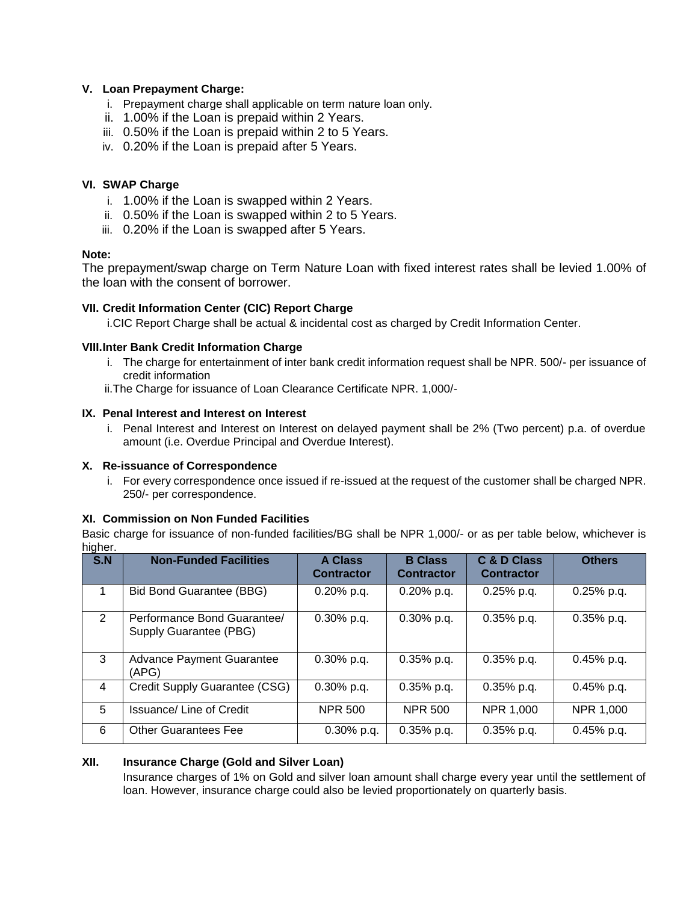### V. Loan Prepayment Charge:

i. Prepayment charge shall applicable on term nature loan only.
ii. 1.00% if the Loan is prepaid within 2 Years.
iii. 0.50% if the Loan is prepaid within 2 to 5 Years.
iv. 0.20% if the Loan is prepaid after 5 Years.

### VI. SWAP Charge

i. 1.00% if the Loan is swapped within 2 Years.
ii. 0.50% if the Loan is swapped within 2 to 5 Years.
iii. 0.20% if the Loan is swapped after 5 Years.

**Note:**

The prepayment/swap charge on Term Nature Loan with fixed interest rates shall be levied 1.00% of the loan with the consent of borrower.

### VII. Credit Information Center (CIC) Report Charge

i. CIC Report Charge shall be actual & incidental cost as charged by Credit Information Center.

### VIII. Inter Bank Credit Information Charge

i. The charge for entertainment of inter bank credit information request shall be NPR. 500/- per issuance of credit information
ii. The Charge for issuance of Loan Clearance Certificate NPR. 1,000/-

### IX. Penal Interest and Interest on Interest

i. Penal Interest and Interest on Interest on delayed payment shall be 2% (Two percent) p.a. of overdue amount (i.e. Overdue Principal and Overdue Interest).

### X. Re-issuance of Correspondence

i. For every correspondence once issued if re-issued at the request of the customer shall be charged NPR. 250/- per correspondence.

### XI. Commission on Non Funded Facilities

Basic charge for issuance of non-funded facilities/BG shall be NPR 1,000/- or as per table below, whichever is higher.

| S.N | Non-Funded Facilities | A Class Contractor | B Class Contractor | C & D Class Contractor | Others |
|---|---|---|---|---|---|
| 1 | Bid Bond Guarantee (BBG) | 0.20% p.q. | 0.20% p.q. | 0.25% p.q. | 0.25% p.q. |
| 2 | Performance Bond Guarantee/ Supply Guarantee (PBG) | 0.30% p.q. | 0.30% p.q. | 0.35% p.q. | 0.35% p.q. |
| 3 | Advance Payment Guarantee (APG) | 0.30% p.q. | 0.35% p.q. | 0.35% p.q. | 0.45% p.q. |
| 4 | Credit Supply Guarantee (CSG) | 0.30% p.q. | 0.35% p.q. | 0.35% p.q. | 0.45% p.q. |
| 5 | Issuance/ Line of Credit | NPR 500 | NPR 500 | NPR 1,000 | NPR 1,000 |
| 6 | Other Guarantees Fee | 0.30% p.q. | 0.35% p.q. | 0.35% p.q. | 0.45% p.q. |

### XII. Insurance Charge (Gold and Silver Loan)

Insurance charges of 1% on Gold and silver loan amount shall charge every year until the settlement of loan. However, insurance charge could also be levied proportionately on quarterly basis.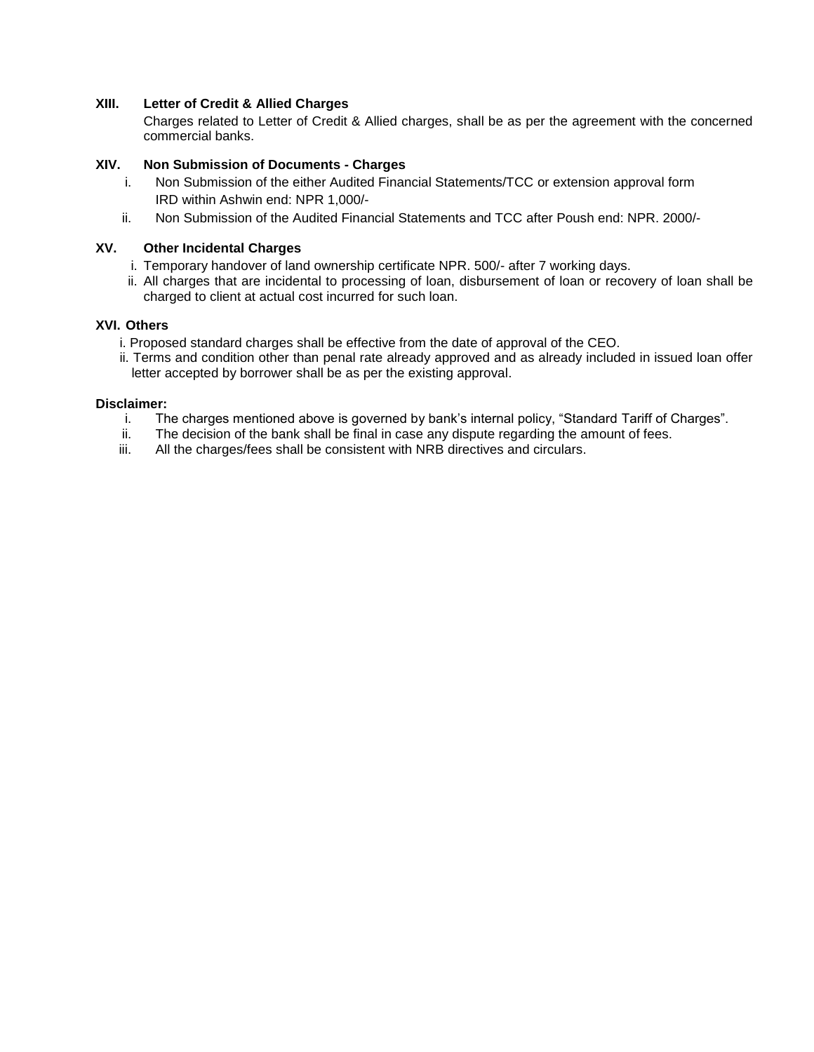### XIII. Letter of Credit & Allied Charges

Charges related to Letter of Credit & Allied charges, shall be as per the agreement with the concerned commercial banks.

### XIV. Non Submission of Documents - Charges

i. Non Submission of the either Audited Financial Statements/TCC or extension approval form IRD within Ashwin end: NPR 1,000/-

ii. Non Submission of the Audited Financial Statements and TCC after Poush end: NPR. 2000/-

### XV. Other Incidental Charges

i. Temporary handover of land ownership certificate NPR. 500/- after 7 working days.

ii. All charges that are incidental to processing of loan, disbursement of loan or recovery of loan shall be charged to client at actual cost incurred for such loan.

### XVI. Others

i. Proposed standard charges shall be effective from the date of approval of the CEO.

ii. Terms and condition other than penal rate already approved and as already included in issued loan offer letter accepted by borrower shall be as per the existing approval.

**Disclaimer:**

i. The charges mentioned above is governed by bank's internal policy, "Standard Tariff of Charges".

ii. The decision of the bank shall be final in case any dispute regarding the amount of fees.

iii. All the charges/fees shall be consistent with NRB directives and circulars.